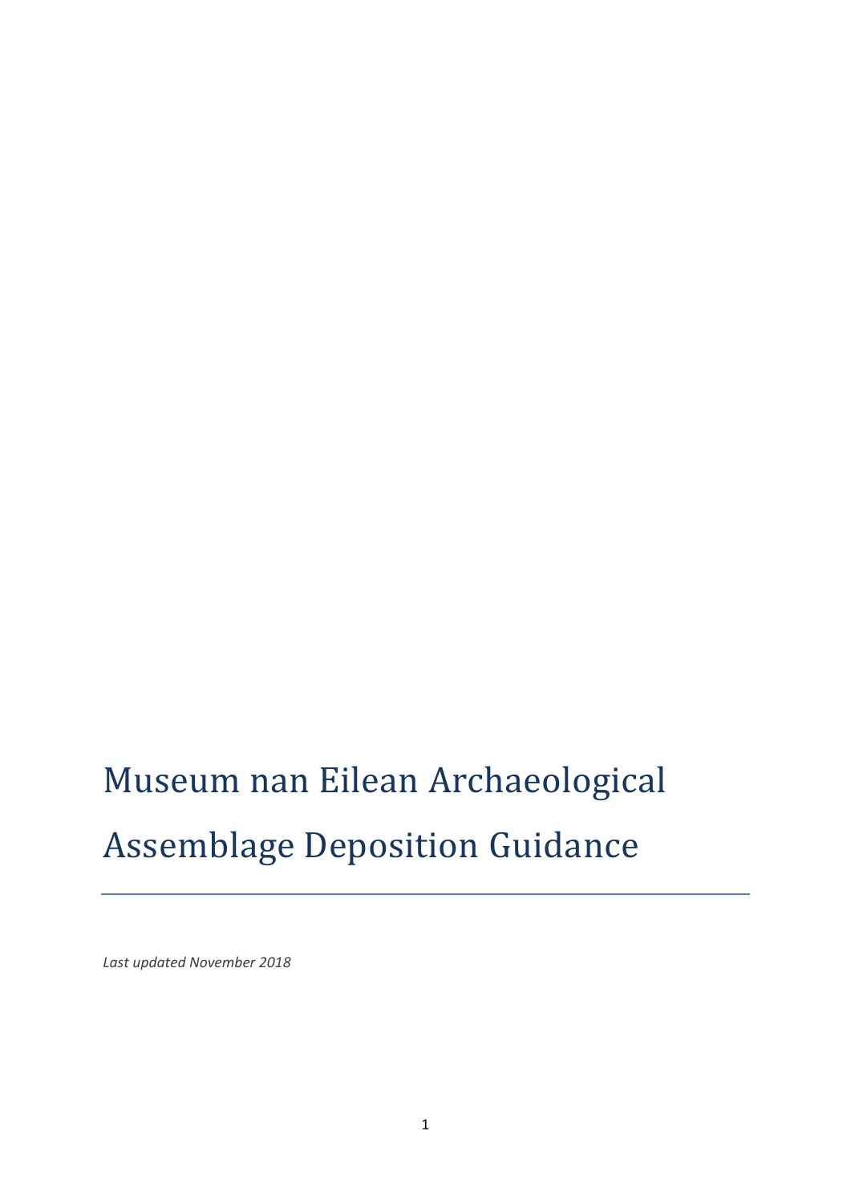# Museum nan Eilean Archaeological Assemblage Deposition Guidance

*Last updated November 2018*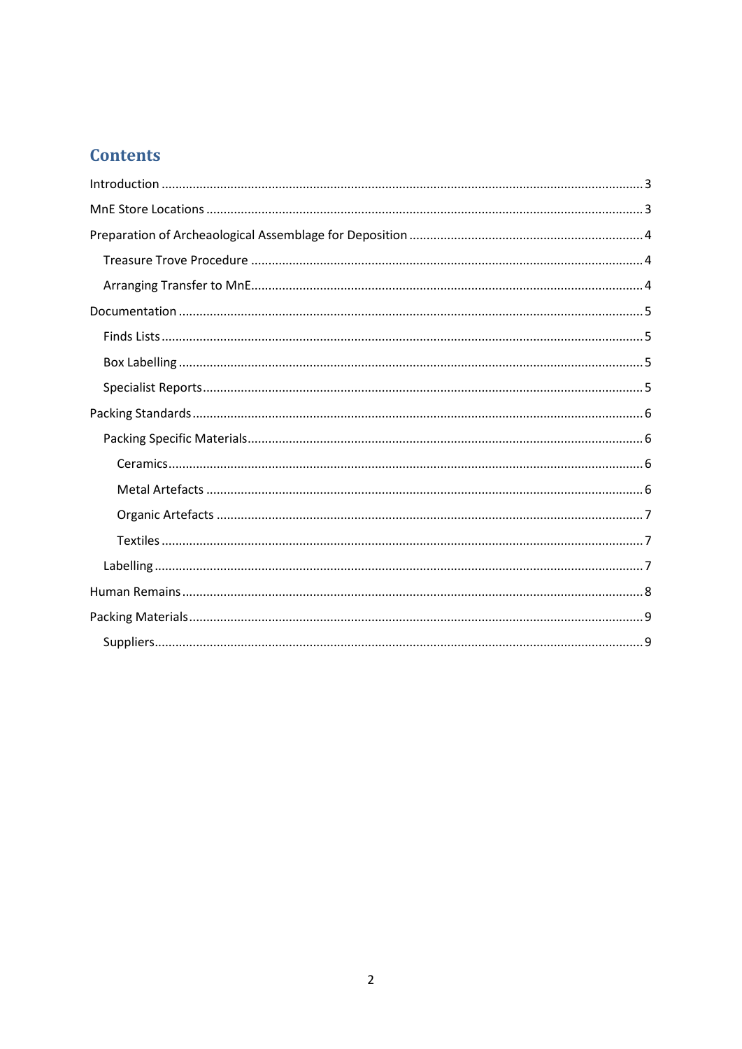# Contents

Introduction ........................................................................................................................................ 3

MnE Store Locations ........................................................................................................................... 3

Preparation of Archeaological Assemblage for Deposition ................................................................... 4

- Treasure Trove Procedure ................................................................................................................ 4
- Arranging Transfer to MnE................................................................................................................ 4

Documentation .................................................................................................................................... 5

- Finds Lists .......................................................................................................................................... 5
- Box Labelling ..................................................................................................................................... 5
- Specialist Reports.............................................................................................................................. 5

Packing Standards................................................................................................................................ 6

- Packing Specific Materials................................................................................................................. 6
  - Ceramics........................................................................................................................................ 6
  - Metal Artefacts ............................................................................................................................. 6
  - Organic Artefacts .......................................................................................................................... 7
  - Textiles .......................................................................................................................................... 7
- Labelling ............................................................................................................................................ 7

Human Remains.................................................................................................................................... 8

Packing Materials.................................................................................................................................. 9

- Suppliers............................................................................................................................................ 9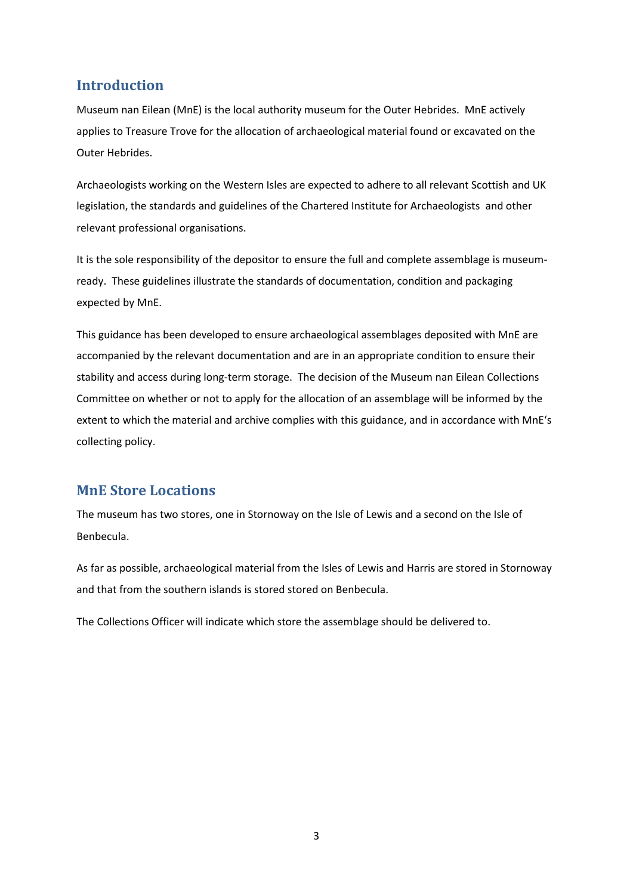## Introduction

Museum nan Eilean (MnE) is the local authority museum for the Outer Hebrides. MnE actively applies to Treasure Trove for the allocation of archaeological material found or excavated on the Outer Hebrides.

Archaeologists working on the Western Isles are expected to adhere to all relevant Scottish and UK legislation, the standards and guidelines of the Chartered Institute for Archaeologists and other relevant professional organisations.

It is the sole responsibility of the depositor to ensure the full and complete assemblage is museum-ready. These guidelines illustrate the standards of documentation, condition and packaging expected by MnE.

This guidance has been developed to ensure archaeological assemblages deposited with MnE are accompanied by the relevant documentation and are in an appropriate condition to ensure their stability and access during long-term storage. The decision of the Museum nan Eilean Collections Committee on whether or not to apply for the allocation of an assemblage will be informed by the extent to which the material and archive complies with this guidance, and in accordance with MnE's collecting policy.

## MnE Store Locations

The museum has two stores, one in Stornoway on the Isle of Lewis and a second on the Isle of Benbecula.

As far as possible, archaeological material from the Isles of Lewis and Harris are stored in Stornoway and that from the southern islands is stored stored on Benbecula.

The Collections Officer will indicate which store the assemblage should be delivered to.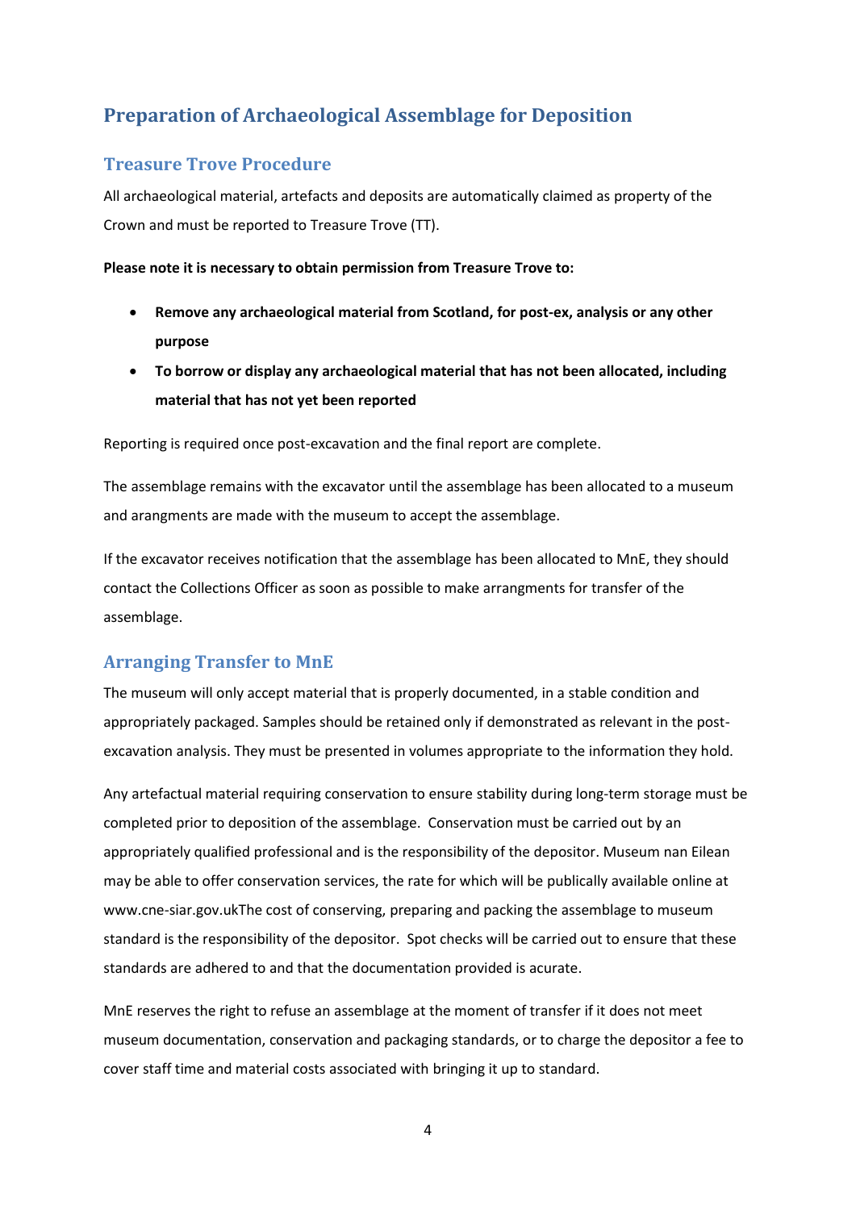## Preparation of Archaeological Assemblage for Deposition

### Treasure Trove Procedure

All archaeological material, artefacts and deposits are automatically claimed as property of the Crown and must be reported to Treasure Trove (TT).

**Please note it is necessary to obtain permission from Treasure Trove to:**

- **Remove any archaeological material from Scotland, for post-ex, analysis or any other purpose**
- **To borrow or display any archaeological material that has not been allocated, including material that has not yet been reported**

Reporting is required once post-excavation and the final report are complete.

The assemblage remains with the excavator until the assemblage has been allocated to a museum and arangments are made with the museum to accept the assemblage.

If the excavator receives notification that the assemblage has been allocated to MnE, they should contact the Collections Officer as soon as possible to make arrangments for transfer of the assemblage.

### Arranging Transfer to MnE

The museum will only accept material that is properly documented, in a stable condition and appropriately packaged. Samples should be retained only if demonstrated as relevant in the post-excavation analysis. They must be presented in volumes appropriate to the information they hold.

Any artefactual material requiring conservation to ensure stability during long-term storage must be completed prior to deposition of the assemblage. Conservation must be carried out by an appropriately qualified professional and is the responsibility of the depositor. Museum nan Eilean may be able to offer conservation services, the rate for which will be publically available online at www.cne-siar.gov.ukThe cost of conserving, preparing and packing the assemblage to museum standard is the responsibility of the depositor. Spot checks will be carried out to ensure that these standards are adhered to and that the documentation provided is acurate.

MnE reserves the right to refuse an assemblage at the moment of transfer if it does not meet museum documentation, conservation and packaging standards, or to charge the depositor a fee to cover staff time and material costs associated with bringing it up to standard.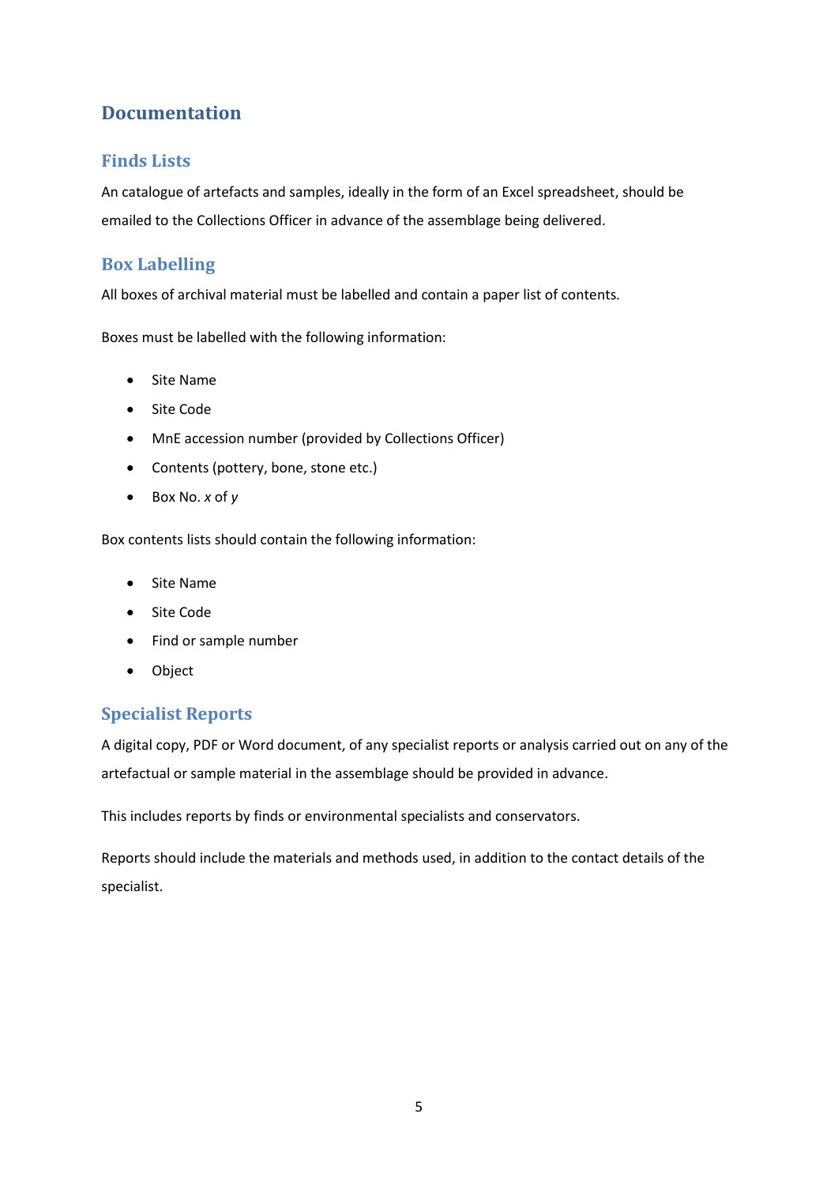# Documentation

## Finds Lists

An catalogue of artefacts and samples, ideally in the form of an Excel spreadsheet, should be emailed to the Collections Officer in advance of the assemblage being delivered.

## Box Labelling

All boxes of archival material must be labelled and contain a paper list of contents.

Boxes must be labelled with the following information:

- Site Name
- Site Code
- MnE accession number (provided by Collections Officer)
- Contents (pottery, bone, stone etc.)
- Box No. *x* of *y*

Box contents lists should contain the following information:

- Site Name
- Site Code
- Find or sample number
- Object

## Specialist Reports

A digital copy, PDF or Word document, of any specialist reports or analysis carried out on any of the artefactual or sample material in the assemblage should be provided in advance.

This includes reports by finds or environmental specialists and conservators.

Reports should include the materials and methods used, in addition to the contact details of the specialist.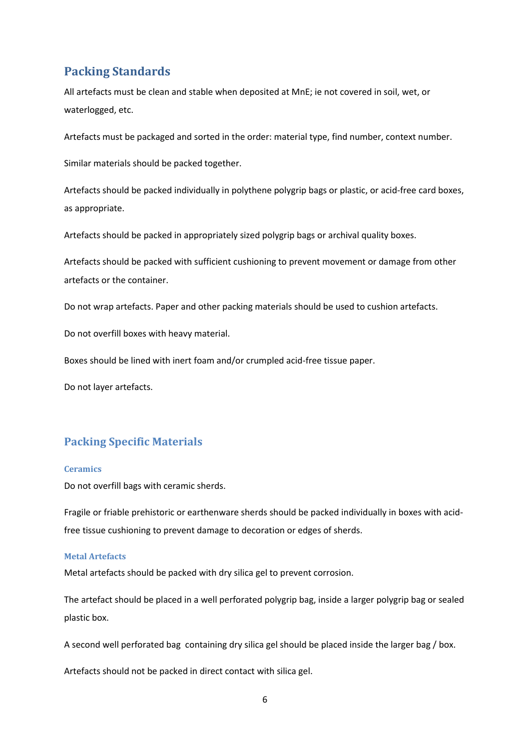## Packing Standards

All artefacts must be clean and stable when deposited at MnE; ie not covered in soil, wet, or waterlogged, etc.

Artefacts must be packaged and sorted in the order: material type, find number, context number.

Similar materials should be packed together.

Artefacts should be packed individually in polythene polygrip bags or plastic, or acid-free card boxes, as appropriate.

Artefacts should be packed in appropriately sized polygrip bags or archival quality boxes.

Artefacts should be packed with sufficient cushioning to prevent movement or damage from other artefacts or the container.

Do not wrap artefacts. Paper and other packing materials should be used to cushion artefacts.

Do not overfill boxes with heavy material.

Boxes should be lined with inert foam and/or crumpled acid-free tissue paper.

Do not layer artefacts.

## Packing Specific Materials

### Ceramics

Do not overfill bags with ceramic sherds.

Fragile or friable prehistoric or earthenware sherds should be packed individually in boxes with acid-free tissue cushioning to prevent damage to decoration or edges of sherds.

### Metal Artefacts

Metal artefacts should be packed with dry silica gel to prevent corrosion.

The artefact should be placed in a well perforated polygrip bag, inside a larger polygrip bag or sealed plastic box.

A second well perforated bag containing dry silica gel should be placed inside the larger bag / box.

Artefacts should not be packed in direct contact with silica gel.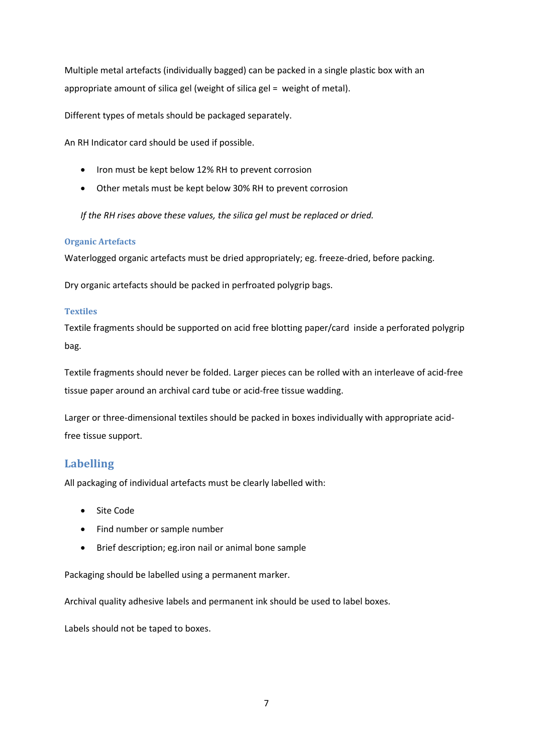Multiple metal artefacts (individually bagged) can be packed in a single plastic box with an appropriate amount of silica gel (weight of silica gel = weight of metal).

Different types of metals should be packaged separately.

An RH Indicator card should be used if possible.

- Iron must be kept below 12% RH to prevent corrosion
- Other metals must be kept below 30% RH to prevent corrosion

*If the RH rises above these values, the silica gel must be replaced or dried.*

### Organic Artefacts

Waterlogged organic artefacts must be dried appropriately; eg. freeze-dried, before packing.

Dry organic artefacts should be packed in perfroated polygrip bags.

### Textiles

Textile fragments should be supported on acid free blotting paper/card inside a perforated polygrip bag.

Textile fragments should never be folded. Larger pieces can be rolled with an interleave of acid-free tissue paper around an archival card tube or acid-free tissue wadding.

Larger or three-dimensional textiles should be packed in boxes individually with appropriate acid-free tissue support.

## Labelling

All packaging of individual artefacts must be clearly labelled with:

- Site Code
- Find number or sample number
- Brief description; eg.iron nail or animal bone sample

Packaging should be labelled using a permanent marker.

Archival quality adhesive labels and permanent ink should be used to label boxes.

Labels should not be taped to boxes.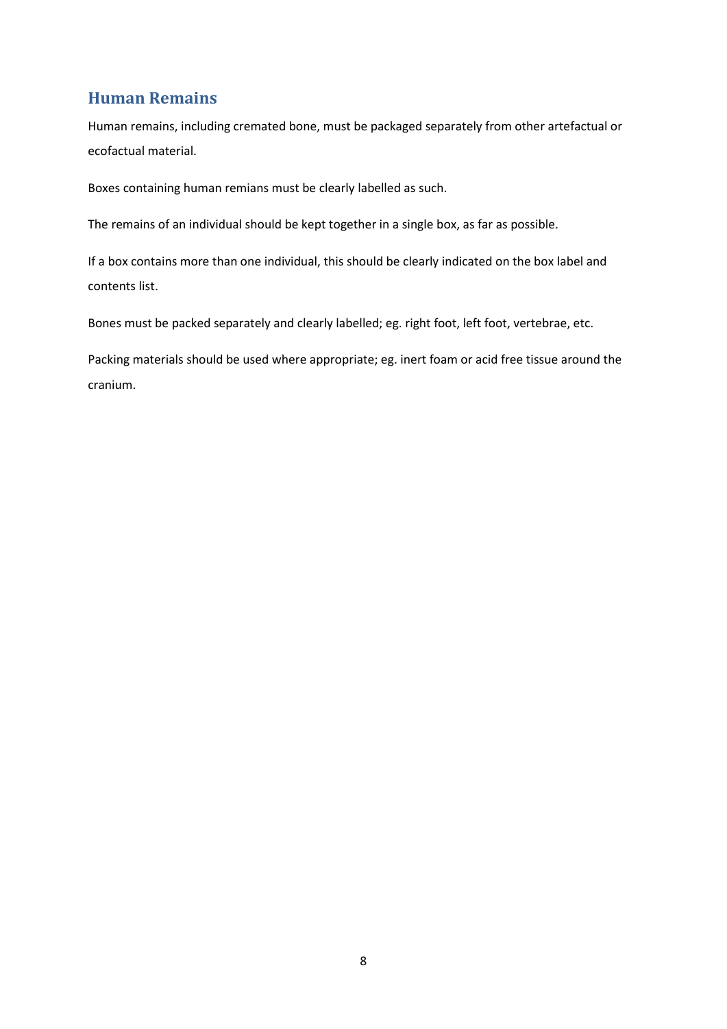## Human Remains

Human remains, including cremated bone, must be packaged separately from other artefactual or ecofactual material.

Boxes containing human remians must be clearly labelled as such.

The remains of an individual should be kept together in a single box, as far as possible.

If a box contains more than one individual, this should be clearly indicated on the box label and contents list.

Bones must be packed separately and clearly labelled; eg. right foot, left foot, vertebrae, etc.

Packing materials should be used where appropriate; eg. inert foam or acid free tissue around the cranium.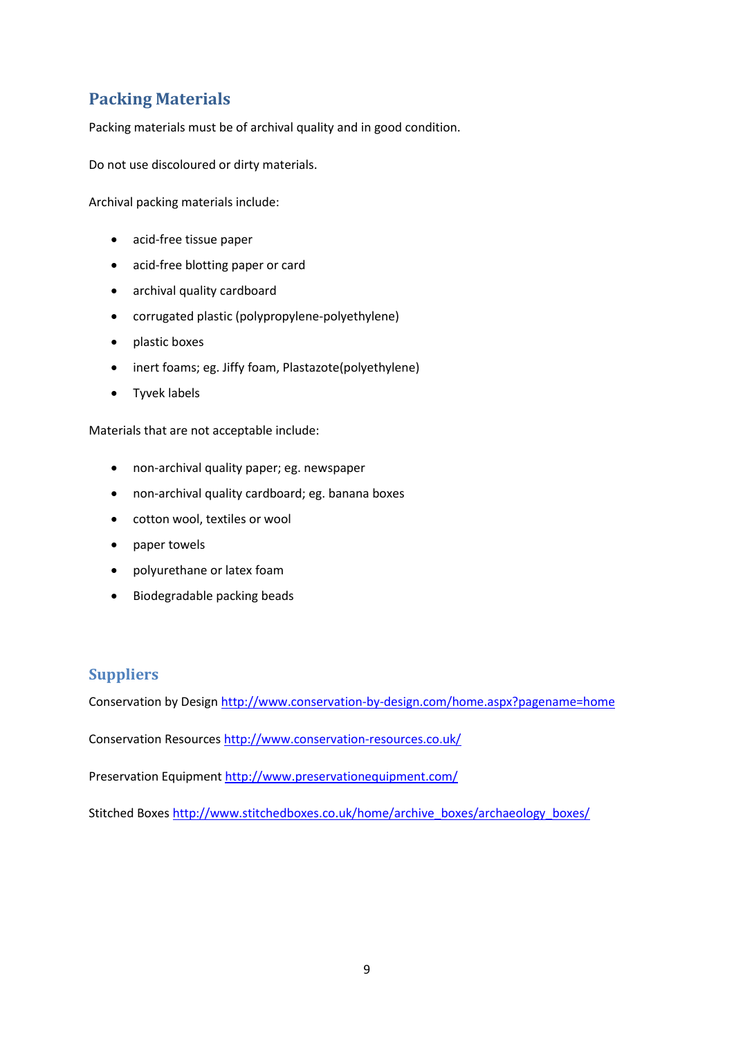## Packing Materials

Packing materials must be of archival quality and in good condition.

Do not use discoloured or dirty materials.

Archival packing materials include:

- acid-free tissue paper
- acid-free blotting paper or card
- archival quality cardboard
- corrugated plastic (polypropylene-polyethylene)
- plastic boxes
- inert foams; eg. Jiffy foam, Plastazote(polyethylene)
- Tyvek labels

Materials that are not acceptable include:

- non-archival quality paper; eg. newspaper
- non-archival quality cardboard; eg. banana boxes
- cotton wool, textiles or wool
- paper towels
- polyurethane or latex foam
- Biodegradable packing beads

## Suppliers

Conservation by Design http://www.conservation-by-design.com/home.aspx?pagename=home

Conservation Resources http://www.conservation-resources.co.uk/

Preservation Equipment http://www.preservationequipment.com/

Stitched Boxes http://www.stitchedboxes.co.uk/home/archive_boxes/archaeology_boxes/